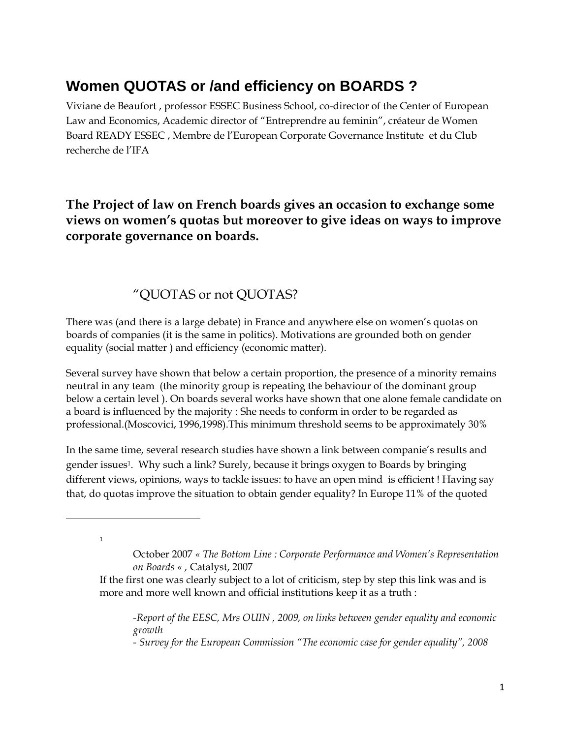# Women QUOTAS or /and efficiency on BOARDS ?

Viviane de Beaufort , professor ESSEC Business School, co-director of the Center of European Law and Economics, Academic director of "Entreprendre au feminin", créateur de Women Board READY ESSEC , Membre de l'European Corporate Governance Institute et du Club recherche de l'IFA

## The Project of law on French boards gives an occasion to exchange some views on women's quotas but moreover to give ideas on ways to improve corporate governance on boards.

### "QUOTAS or not QUOTAS?

There was (and there is a large debate) in France and anywhere else on women's quotas on boards of companies (it is the same in politics). Motivations are grounded both on gender equality (social matter ) and efficiency (economic matter).

Several survey have shown that below a certain proportion, the presence of a minority remains neutral in any team (the minority group is repeating the behaviour of the dominant group below a certain level ). On boards several works have shown that one alone female candidate on a board is influenced by the majority : She needs to conform in order to be regarded as professional.(Moscovici, 1996,1998).This minimum threshold seems to be approximately 30%

In the same time, several research studies have shown a link between companie's results and gender issues[1]. Why such a link? Surely, because it brings oxygen to Boards by bringing different views, opinions, ways to tackle issues: to have an open mind is efficient ! Having say that, do quotas improve the situation to obtain gender equality? In Europe 11% of the quoted

---

[1] October 2007 *« The Bottom Line : Corporate Performance and Women's Representation on Boards « ,* Catalyst, 2007

If the first one was clearly subject to a lot of criticism, step by step this link was and is more and more well known and official institutions keep it as a truth :

*-Report of the EESC, Mrs OUIN , 2009, on links between gender equality and economic growth*

*- Survey for the European Commission "The economic case for gender equality", 2008*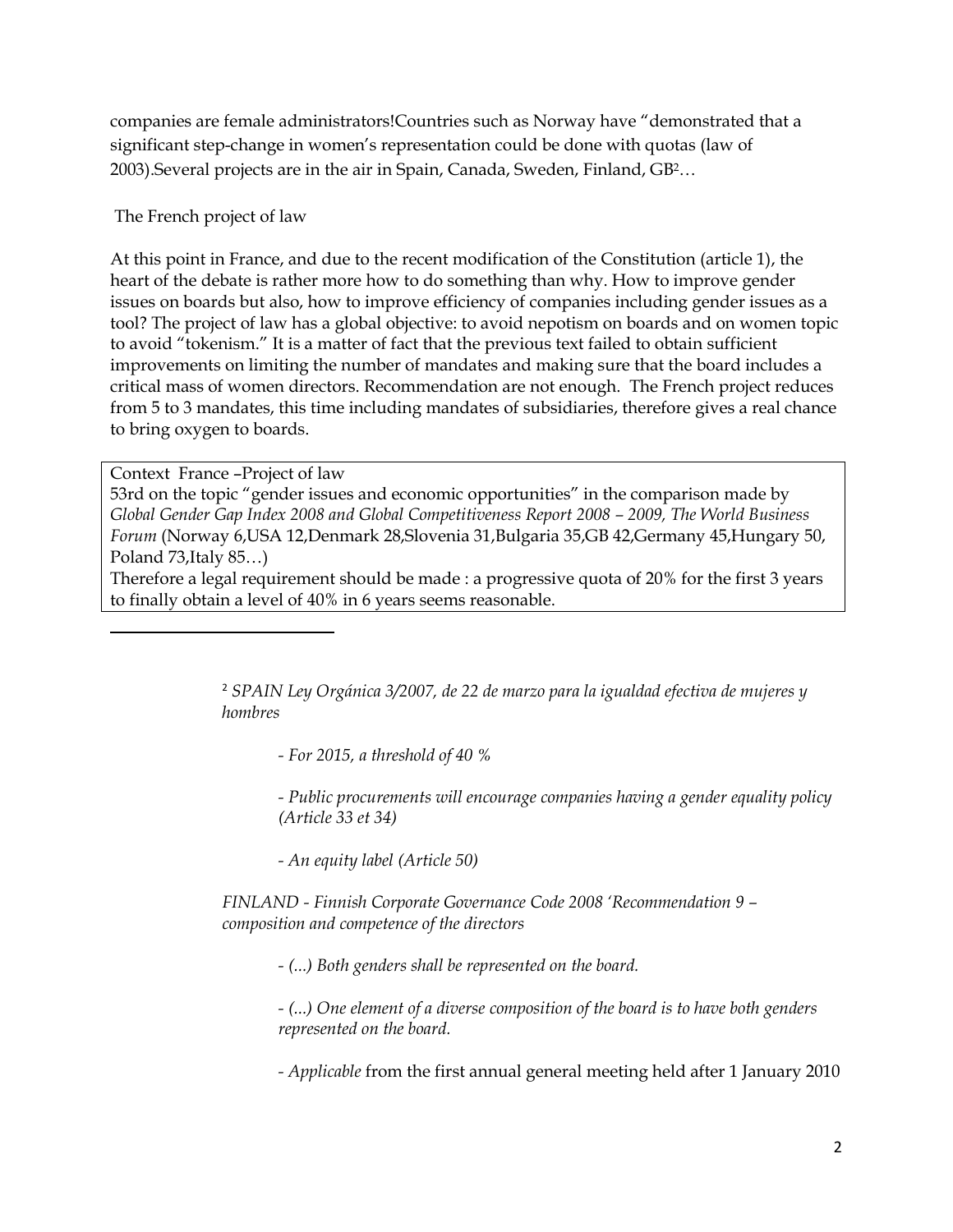companies are female administrators!Countries such as Norway have "demonstrated that a significant step-change in women's representation could be done with quotas (law of 2003).Several projects are in the air in Spain, Canada, Sweden, Finland, GB[2]…

The French project of law

At this point in France, and due to the recent modification of the Constitution (article 1), the heart of the debate is rather more how to do something than why. How to improve gender issues on boards but also, how to improve efficiency of companies including gender issues as a tool? The project of law has a global objective: to avoid nepotism on boards and on women topic to avoid "tokenism." It is a matter of fact that the previous text failed to obtain sufficient improvements on limiting the number of mandates and making sure that the board includes a critical mass of women directors. Recommendation are not enough. The French project reduces from 5 to 3 mandates, this time including mandates of subsidiaries, therefore gives a real chance to bring oxygen to boards.

> Context France –Project of law
>
> 53rd on the topic "gender issues and economic opportunities" in the comparison made by *Global Gender Gap Index 2008 and Global Competitiveness Report 2008 – 2009, The World Business Forum* (Norway 6,USA 12,Denmark 28,Slovenia 31,Bulgaria 35,GB 42,Germany 45,Hungary 50, Poland 73,Italy 85…)
>
> Therefore a legal requirement should be made : a progressive quota of 20% for the first 3 years to finally obtain a level of 40% in 6 years seems reasonable.

---

[2] *SPAIN Ley Orgánica 3/2007, de 22 de marzo para la igualdad efectiva de mujeres y hombres*

- *For 2015, a threshold of 40 %*
- *Public procurements will encourage companies having a gender equality policy (Article 33 et 34)*
- *An equity label (Article 50)*

*FINLAND - Finnish Corporate Governance Code 2008 'Recommendation 9 – composition and competence of the directors*

- *(...) Both genders shall be represented on the board.*
- *(...) One element of a diverse composition of the board is to have both genders represented on the board.*
- *Applicable* from the first annual general meeting held after 1 January 2010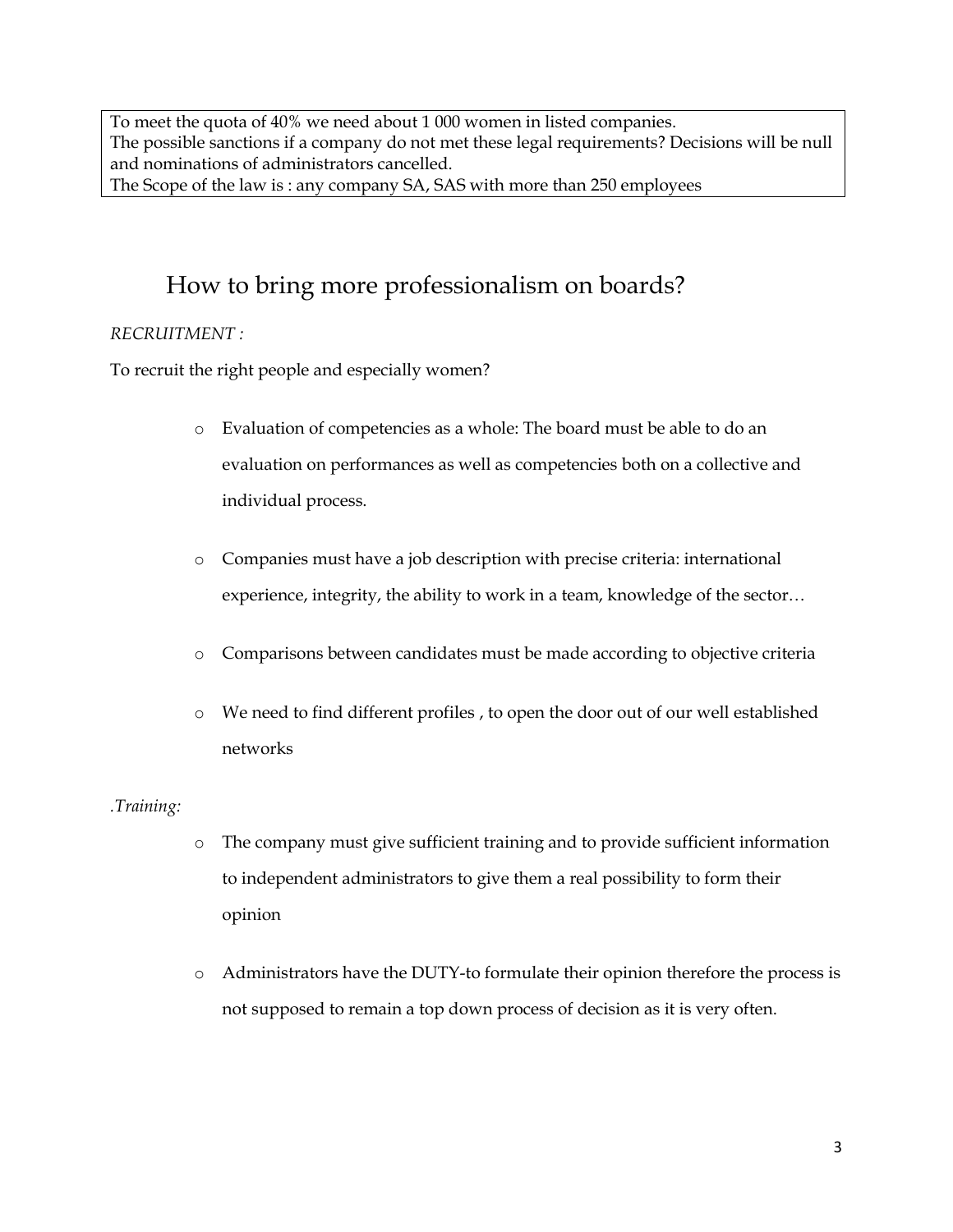To meet the quota of 40% we need about 1 000 women in listed companies.
The possible sanctions if a company do not met these legal requirements? Decisions will be null and nominations of administrators cancelled.
The Scope of the law is : any company SA, SAS with more than 250 employees

## How to bring more professionalism on boards?

*RECRUITMENT :*

To recruit the right people and especially women?

- Evaluation of competencies as a whole: The board must be able to do an evaluation on performances as well as competencies both on a collective and individual process.
- Companies must have a job description with precise criteria: international experience, integrity, the ability to work in a team, knowledge of the sector…
- Comparisons between candidates must be made according to objective criteria
- We need to find different profiles , to open the door out of our well established networks

*.Training:*

- The company must give sufficient training and to provide sufficient information to independent administrators to give them a real possibility to form their opinion
- Administrators have the DUTY-to formulate their opinion therefore the process is not supposed to remain a top down process of decision as it is very often.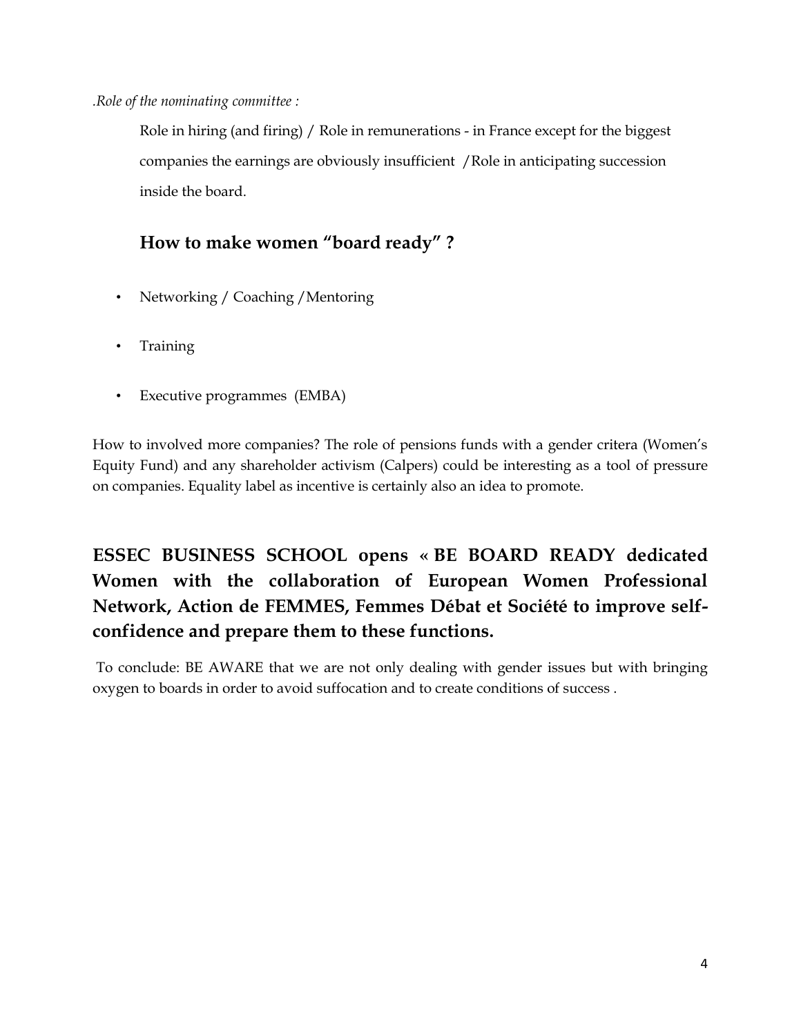*.Role of the nominating committee :*

Role in hiring (and firing) / Role in remunerations - in France except for the biggest companies the earnings are obviously insufficient /Role in anticipating succession inside the board.

## How to make women "board ready" ?

- Networking / Coaching /Mentoring
- Training
- Executive programmes (EMBA)

How to involved more companies? The role of pensions funds with a gender critera (Women's Equity Fund) and any shareholder activism (Calpers) could be interesting as a tool of pressure on companies. Equality label as incentive is certainly also an idea to promote.

## ESSEC BUSINESS SCHOOL opens « BE BOARD READY dedicated Women with the collaboration of European Women Professional Network, Action de FEMMES, Femmes Débat et Société to improve self-confidence and prepare them to these functions.

To conclude: BE AWARE that we are not only dealing with gender issues but with bringing oxygen to boards in order to avoid suffocation and to create conditions of success .